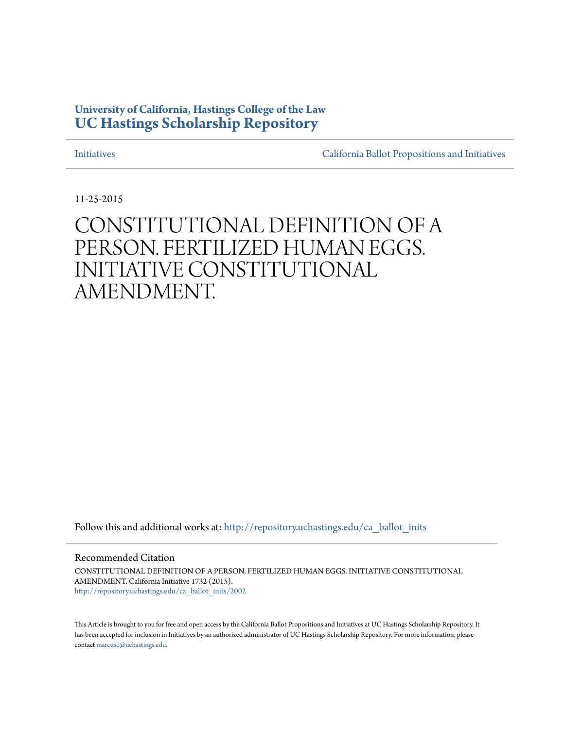**University of California, Hastings College of the Law**
**UC Hastings Scholarship Repository**

Initiatives | California Ballot Propositions and Initiatives

11-25-2015

# CONSTITUTIONAL DEFINITION OF A PERSON. FERTILIZED HUMAN EGGS. INITIATIVE CONSTITUTIONAL AMENDMENT.

Follow this and additional works at: http://repository.uchastings.edu/ca_ballot_inits

Recommended Citation

CONSTITUTIONAL DEFINITION OF A PERSON. FERTILIZED HUMAN EGGS. INITIATIVE CONSTITUTIONAL AMENDMENT. California Initiative 1732 (2015).
http://repository.uchastings.edu/ca_ballot_inits/2002

This Article is brought to you for free and open access by the California Ballot Propositions and Initiatives at UC Hastings Scholarship Repository. It has been accepted for inclusion in Initiatives by an authorized administrator of UC Hastings Scholarship Repository. For more information, please contact marcusc@uchastings.edu.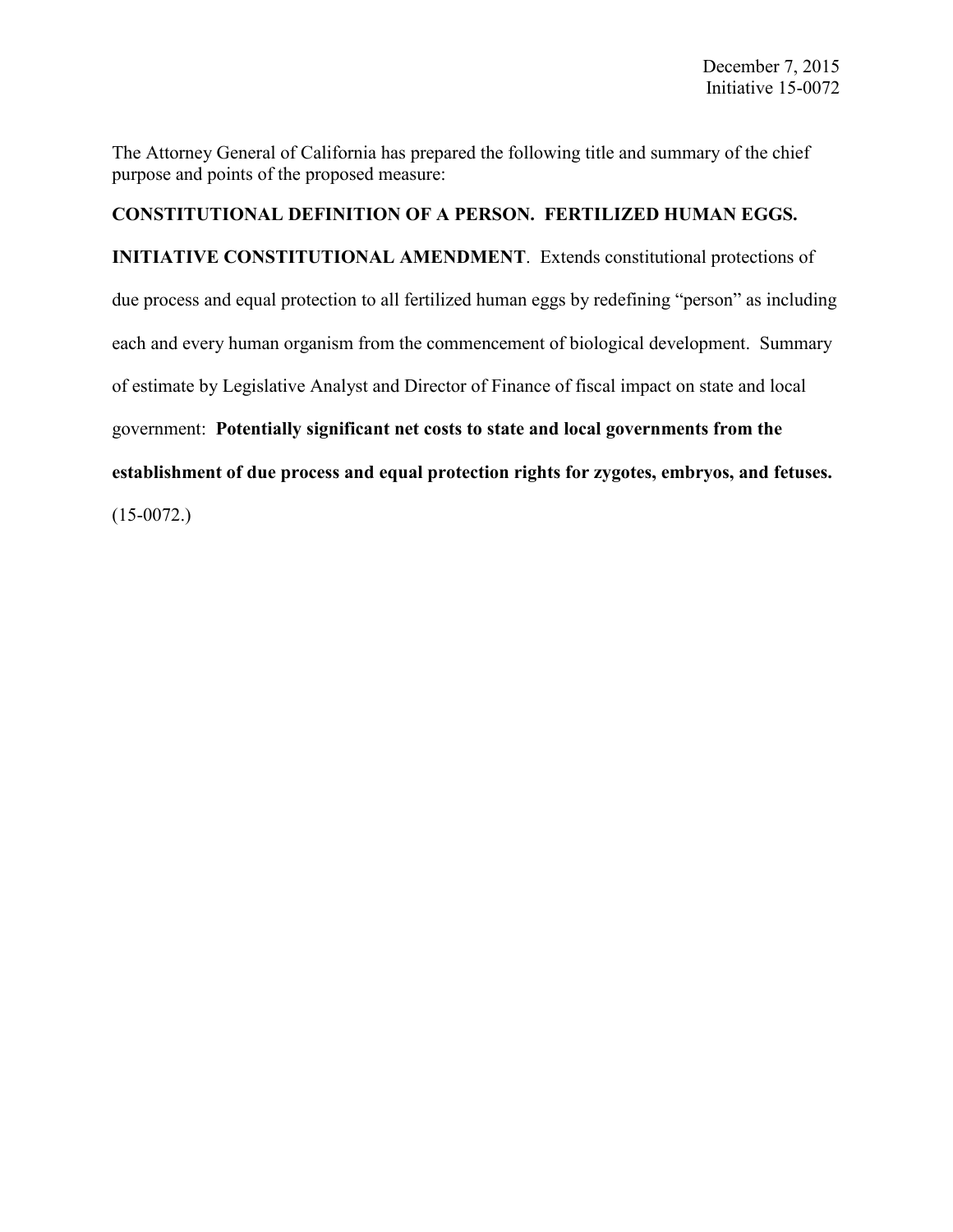December 7, 2015
Initiative 15-0072

The Attorney General of California has prepared the following title and summary of the chief purpose and points of the proposed measure:

**CONSTITUTIONAL DEFINITION OF A PERSON. FERTILIZED HUMAN EGGS. INITIATIVE CONSTITUTIONAL AMENDMENT**. Extends constitutional protections of due process and equal protection to all fertilized human eggs by redefining "person" as including each and every human organism from the commencement of biological development. Summary of estimate by Legislative Analyst and Director of Finance of fiscal impact on state and local government: **Potentially significant net costs to state and local governments from the establishment of due process and equal protection rights for zygotes, embryos, and fetuses.** (15-0072.)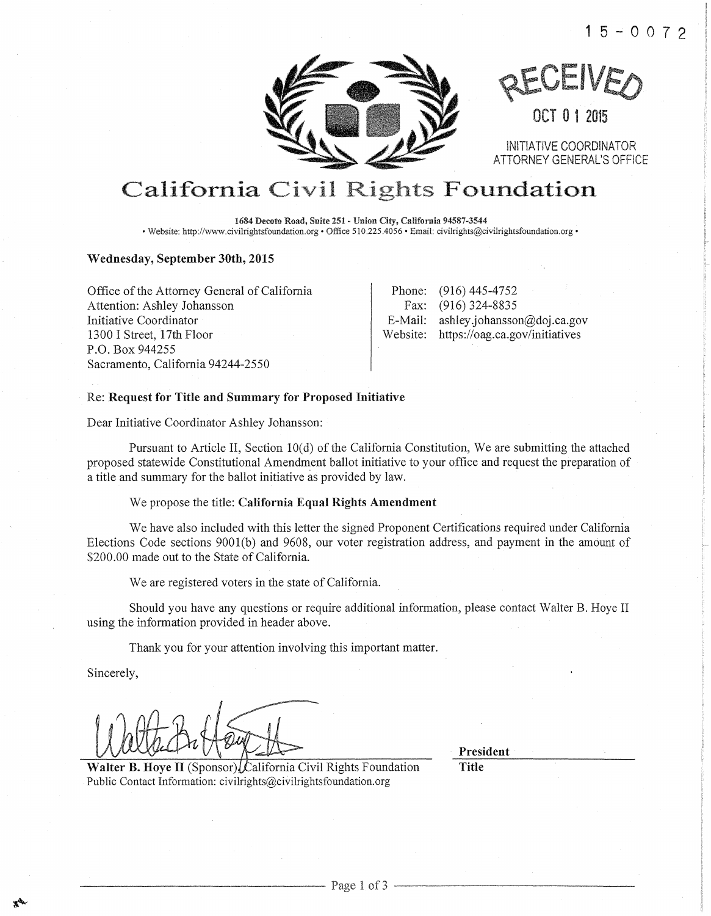15 - 0072

RECEIVED

OCT 01 2015

INITIATIVE COORDINATOR
ATTORNEY GENERAL'S OFFICE

# California Civil Rights Foundation

**1684 Decoto Road, Suite 251 - Union City, California 94587-3544**
• Website: http://www.civilrightsfoundation.org • Office 510.225.4056 • Email: civilrights@civilrightsfoundation.org •

**Wednesday, September 30th, 2015**

Office of the Attorney General of California
Attention: Ashley Johansson
Initiative Coordinator
1300 I Street, 17th Floor
P.O. Box 944255
Sacramento, California 94244-2550

Phone: (916) 445-4752
Fax: (916) 324-8835
E-Mail: ashley.johansson@doj.ca.gov
Website: https://oag.ca.gov/initiatives

Re: **Request for Title and Summary for Proposed Initiative**

Dear Initiative Coordinator Ashley Johansson:

Pursuant to Article II, Section 10(d) of the California Constitution, We are submitting the attached proposed statewide Constitutional Amendment ballot initiative to your office and request the preparation of a title and summary for the ballot initiative as provided by law.

We propose the title: **California Equal Rights Amendment**

We have also included with this letter the signed Proponent Certifications required under California Elections Code sections 9001(b) and 9608, our voter registration address, and payment in the amount of $200.00 made out to the State of California.

We are registered voters in the state of California.

Should you have any questions or require additional information, please contact Walter B. Hoye II using the information provided in header above.

Thank you for your attention involving this important matter.

Sincerely,

**Walter B. Hoye II** (Sponsor), California Civil Rights Foundation
Public Contact Information: civilrights@civilrightsfoundation.org

**President**
**Title**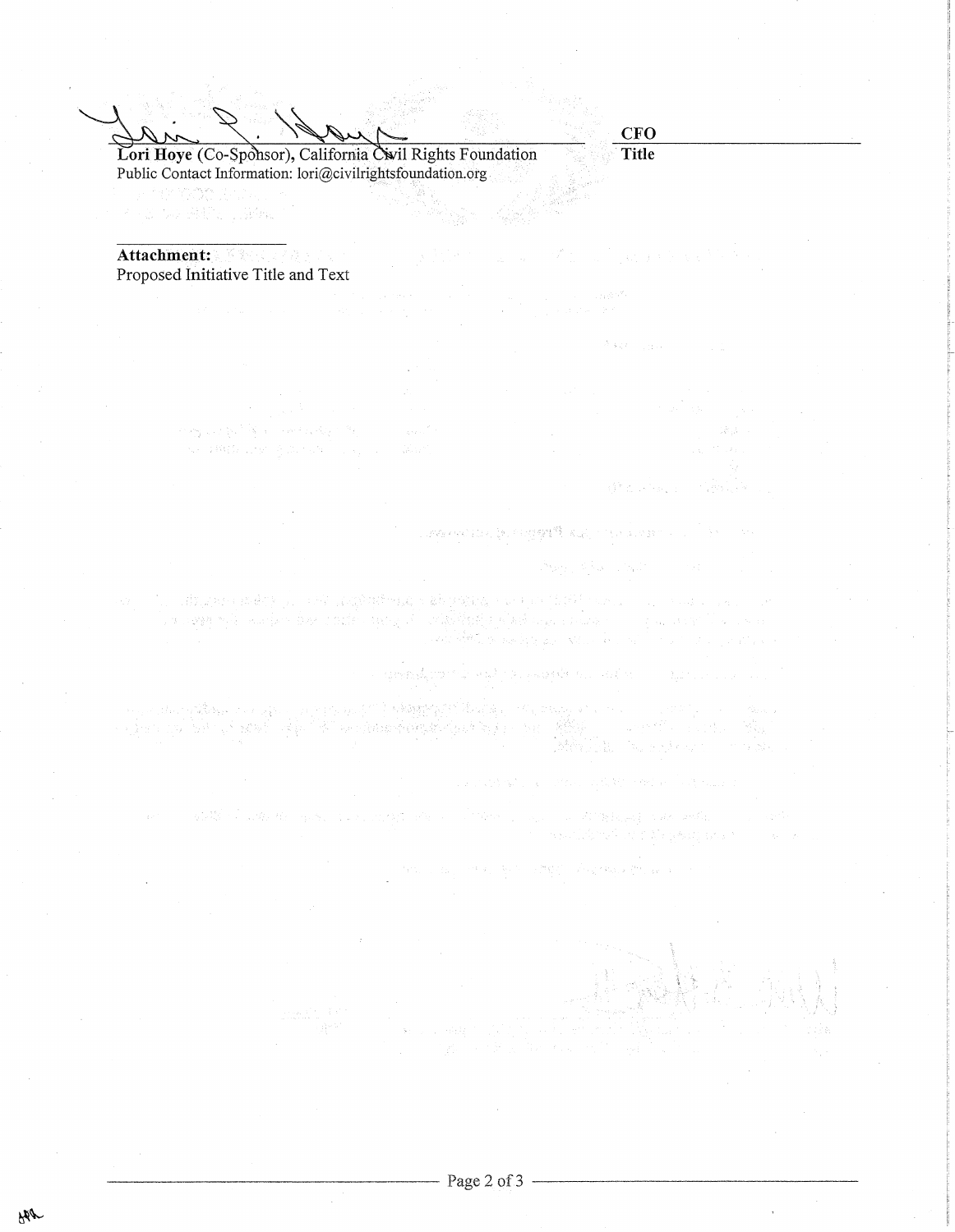Lori Hoye (Co-Sponsor), California Civil Rights Foundation
Public Contact Information: lori@civilrightsfoundation.org

CFO
Title

**Attachment:**
Proposed Initiative Title and Text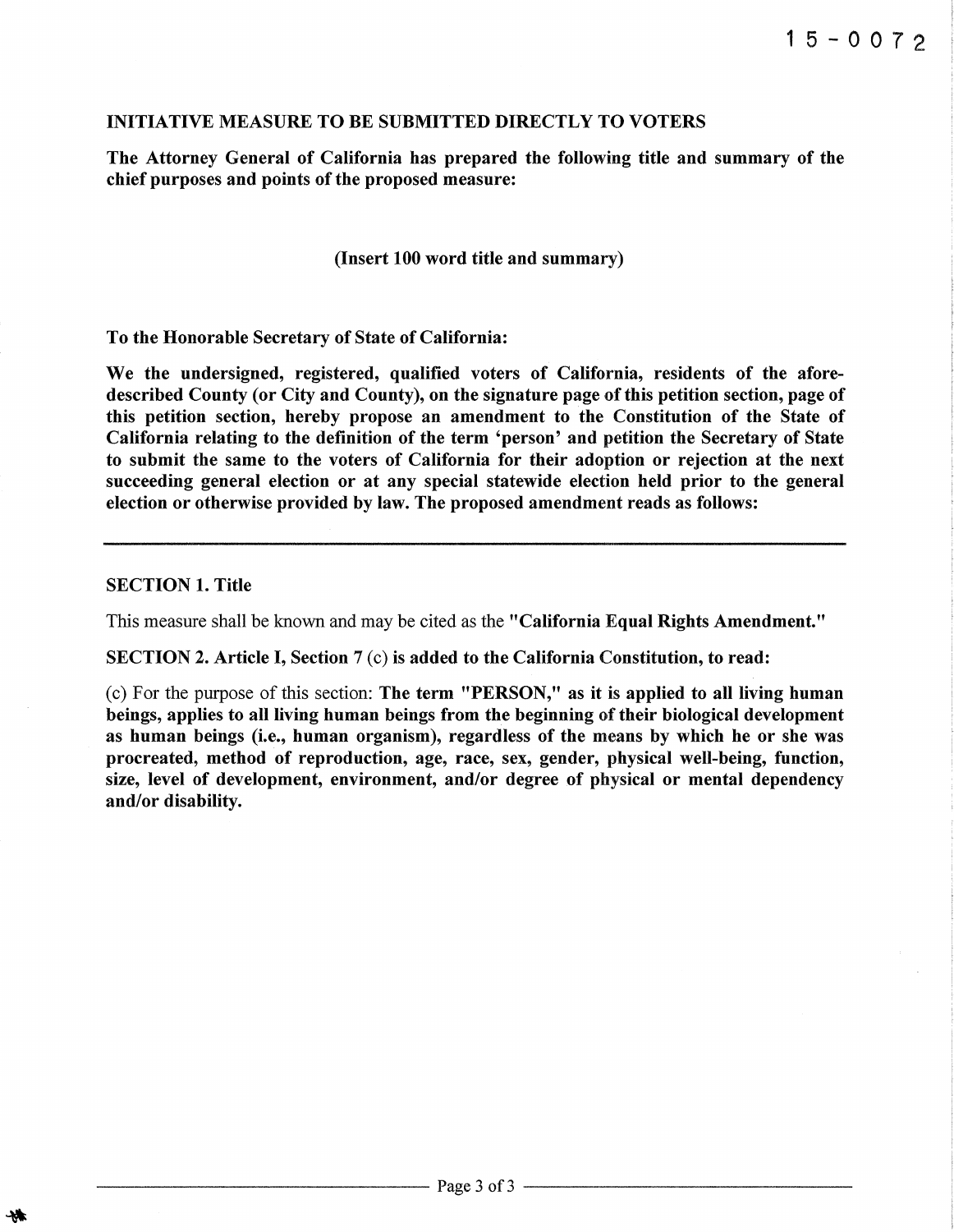15-0072

**INITIATIVE MEASURE TO BE SUBMITTED DIRECTLY TO VOTERS**

**The Attorney General of California has prepared the following title and summary of the chief purposes and points of the proposed measure:**

**(Insert 100 word title and summary)**

**To the Honorable Secretary of State of California:**

**We the undersigned, registered, qualified voters of California, residents of the afore-described County (or City and County), on the signature page of this petition section, page of this petition section, hereby propose an amendment to the Constitution of the State of California relating to the definition of the term 'person' and petition the Secretary of State to submit the same to the voters of California for their adoption or rejection at the next succeeding general election or at any special statewide election held prior to the general election or otherwise provided by law. The proposed amendment reads as follows:**

---

**SECTION 1. Title**

This measure shall be known and may be cited as the **"California Equal Rights Amendment."**

**SECTION 2. Article I, Section 7** (c) **is added to the California Constitution, to read:**

(c) For the purpose of this section: **The term "PERSON," as it is applied to all living human beings, applies to all living human beings from the beginning of their biological development as human beings (i.e., human organism), regardless of the means by which he or she was procreated, method of reproduction, age, race, sex, gender, physical well-being, function, size, level of development, environment, and/or degree of physical or mental dependency and/or disability.**